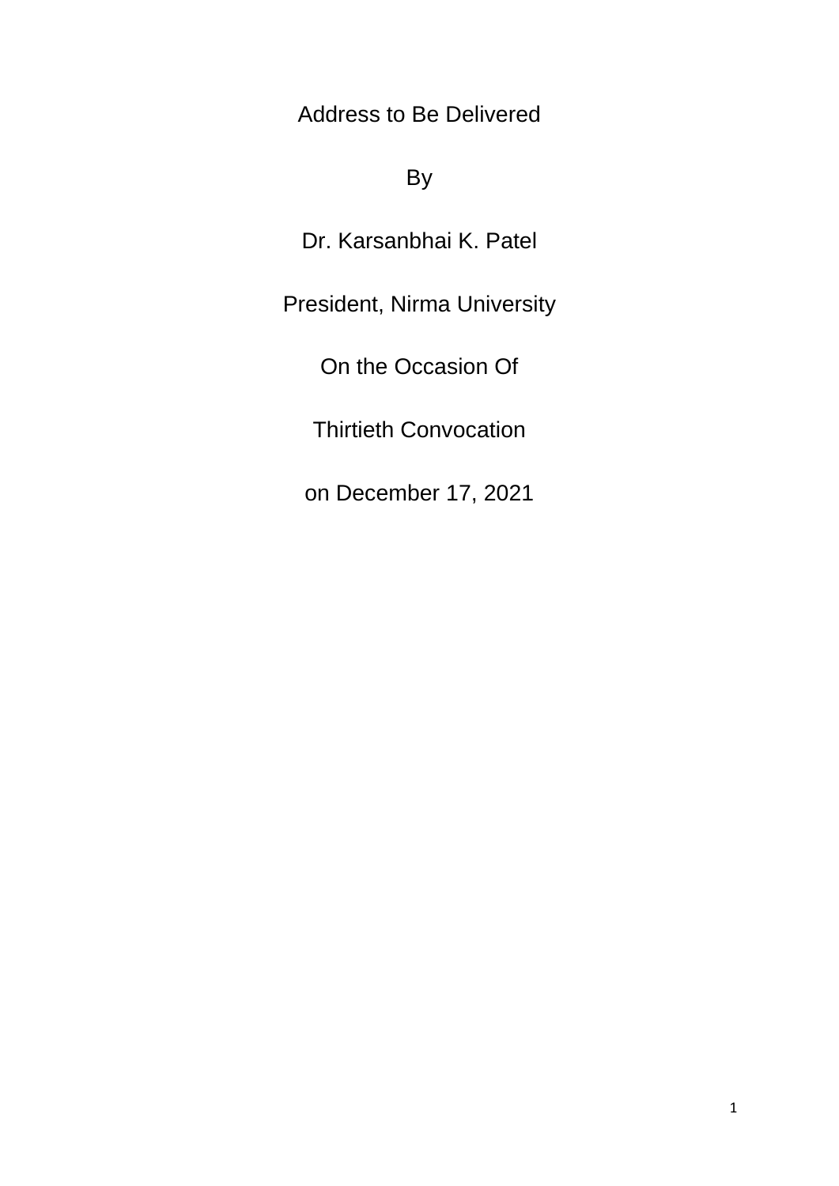Address to Be Delivered

By

Dr. Karsanbhai K. Patel

President, Nirma University

On the Occasion Of

Thirtieth Convocation

on December 17, 2021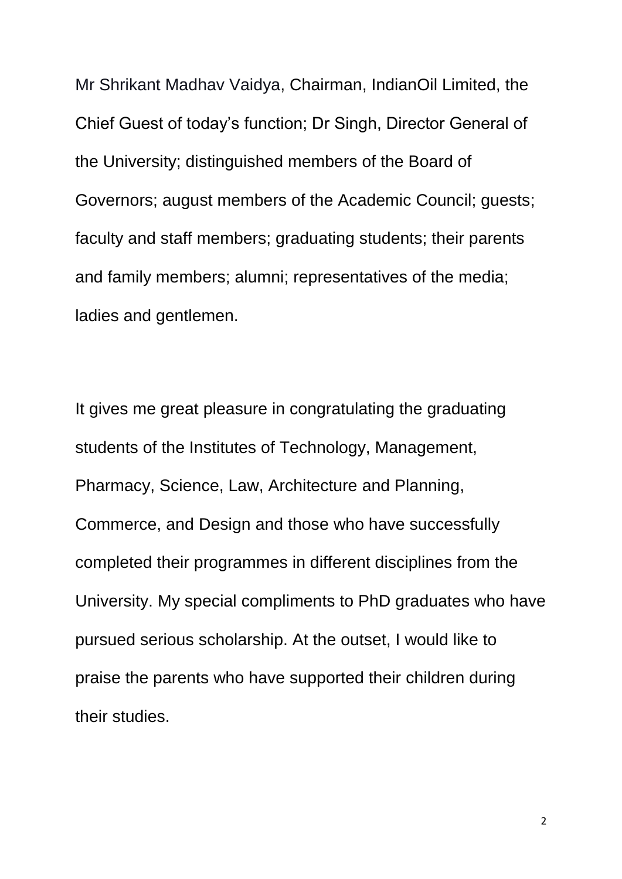Mr Shrikant Madhav Vaidya, Chairman, IndianOil Limited, the Chief Guest of today's function; Dr Singh, Director General of the University; distinguished members of the Board of Governors; august members of the Academic Council; guests; faculty and staff members; graduating students; their parents and family members; alumni; representatives of the media; ladies and gentlemen.

It gives me great pleasure in congratulating the graduating students of the Institutes of Technology, Management, Pharmacy, Science, Law, Architecture and Planning, Commerce, and Design and those who have successfully completed their programmes in different disciplines from the University. My special compliments to PhD graduates who have pursued serious scholarship. At the outset, I would like to praise the parents who have supported their children during their studies.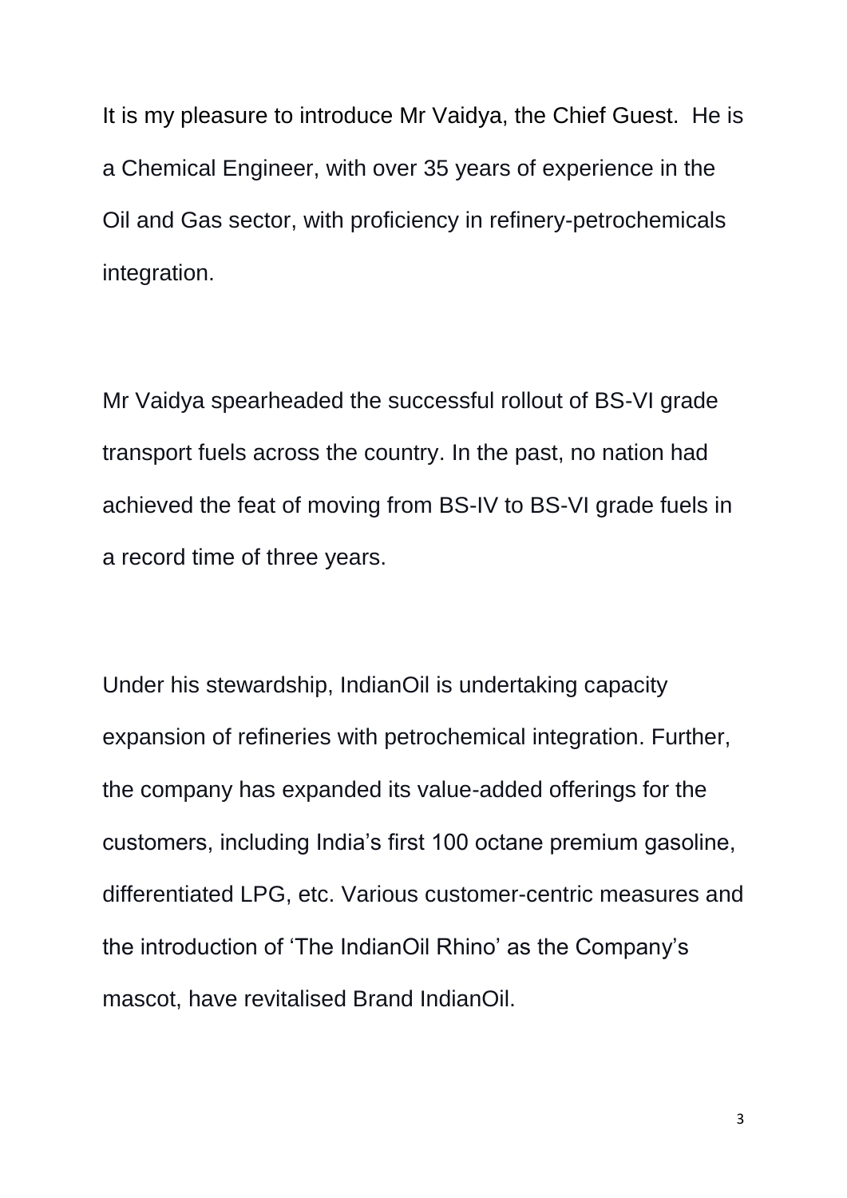It is my pleasure to introduce Mr Vaidya, the Chief Guest. He is a Chemical Engineer, with over 35 years of experience in the Oil and Gas sector, with proficiency in refinery-petrochemicals integration.

Mr Vaidya spearheaded the successful rollout of BS-VI grade transport fuels across the country. In the past, no nation had achieved the feat of moving from BS-IV to BS-VI grade fuels in a record time of three years.

Under his stewardship, IndianOil is undertaking capacity expansion of refineries with petrochemical integration. Further, the company has expanded its value-added offerings for the customers, including India's first 100 octane premium gasoline, differentiated LPG, etc. Various customer-centric measures and the introduction of 'The IndianOil Rhino' as the Company's mascot, have revitalised Brand IndianOil.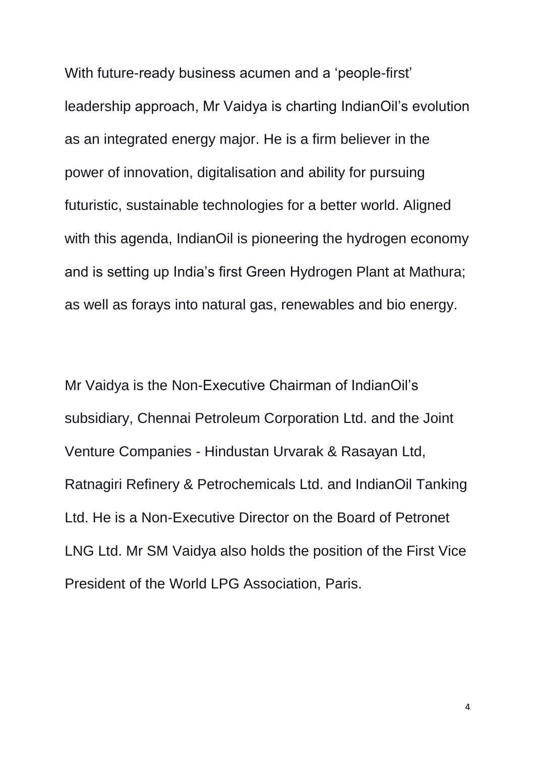With future-ready business acumen and a ‘people-first’ leadership approach, Mr Vaidya is charting IndianOil’s evolution as an integrated energy major. He is a firm believer in the power of innovation, digitalisation and ability for pursuing futuristic, sustainable technologies for a better world. Aligned with this agenda, IndianOil is pioneering the hydrogen economy and is setting up India’s first Green Hydrogen Plant at Mathura; as well as forays into natural gas, renewables and bio energy.

Mr Vaidya is the Non-Executive Chairman of IndianOil’s subsidiary, Chennai Petroleum Corporation Ltd. and the Joint Venture Companies - Hindustan Urvarak & Rasayan Ltd, Ratnagiri Refinery & Petrochemicals Ltd. and IndianOil Tanking Ltd. He is a Non-Executive Director on the Board of Petronet LNG Ltd. Mr SM Vaidya also holds the position of the First Vice President of the World LPG Association, Paris.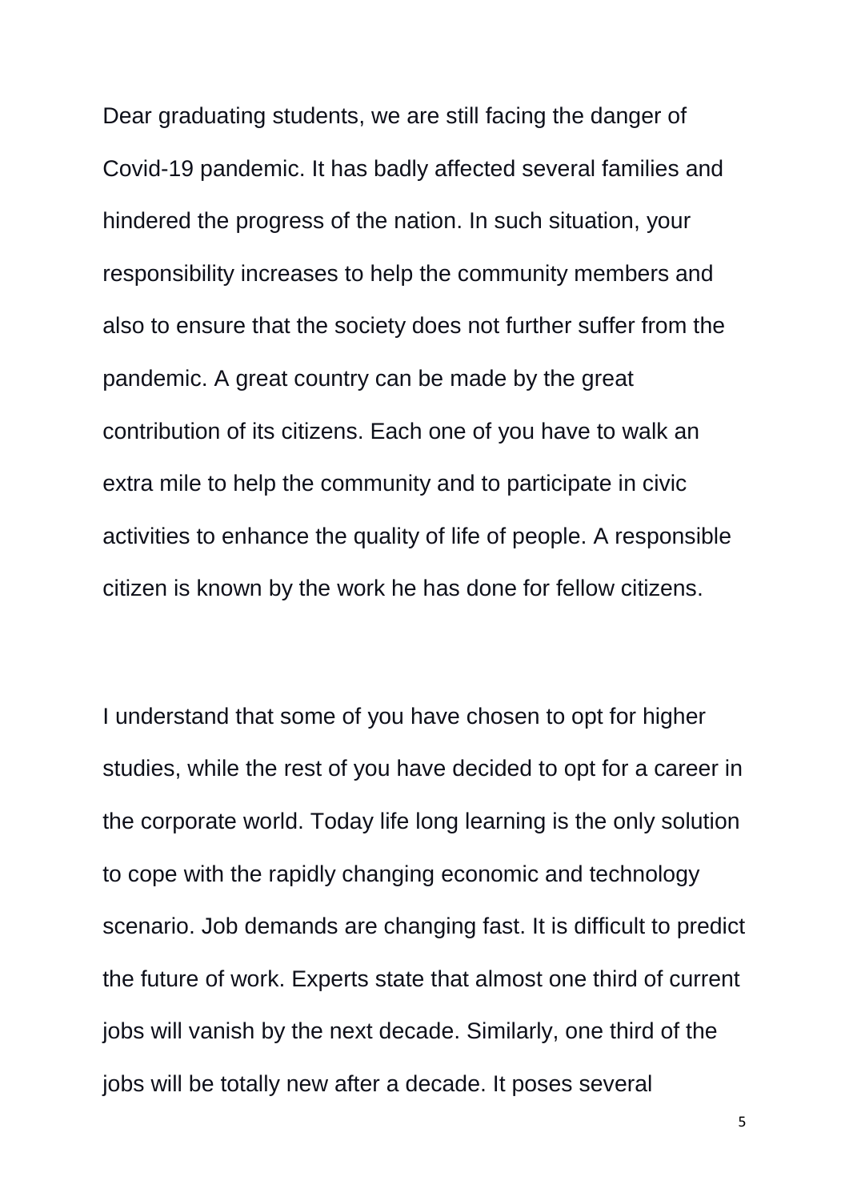Dear graduating students, we are still facing the danger of Covid-19 pandemic. It has badly affected several families and hindered the progress of the nation. In such situation, your responsibility increases to help the community members and also to ensure that the society does not further suffer from the pandemic. A great country can be made by the great contribution of its citizens. Each one of you have to walk an extra mile to help the community and to participate in civic activities to enhance the quality of life of people. A responsible citizen is known by the work he has done for fellow citizens.

I understand that some of you have chosen to opt for higher studies, while the rest of you have decided to opt for a career in the corporate world. Today life long learning is the only solution to cope with the rapidly changing economic and technology scenario. Job demands are changing fast. It is difficult to predict the future of work. Experts state that almost one third of current jobs will vanish by the next decade. Similarly, one third of the jobs will be totally new after a decade. It poses several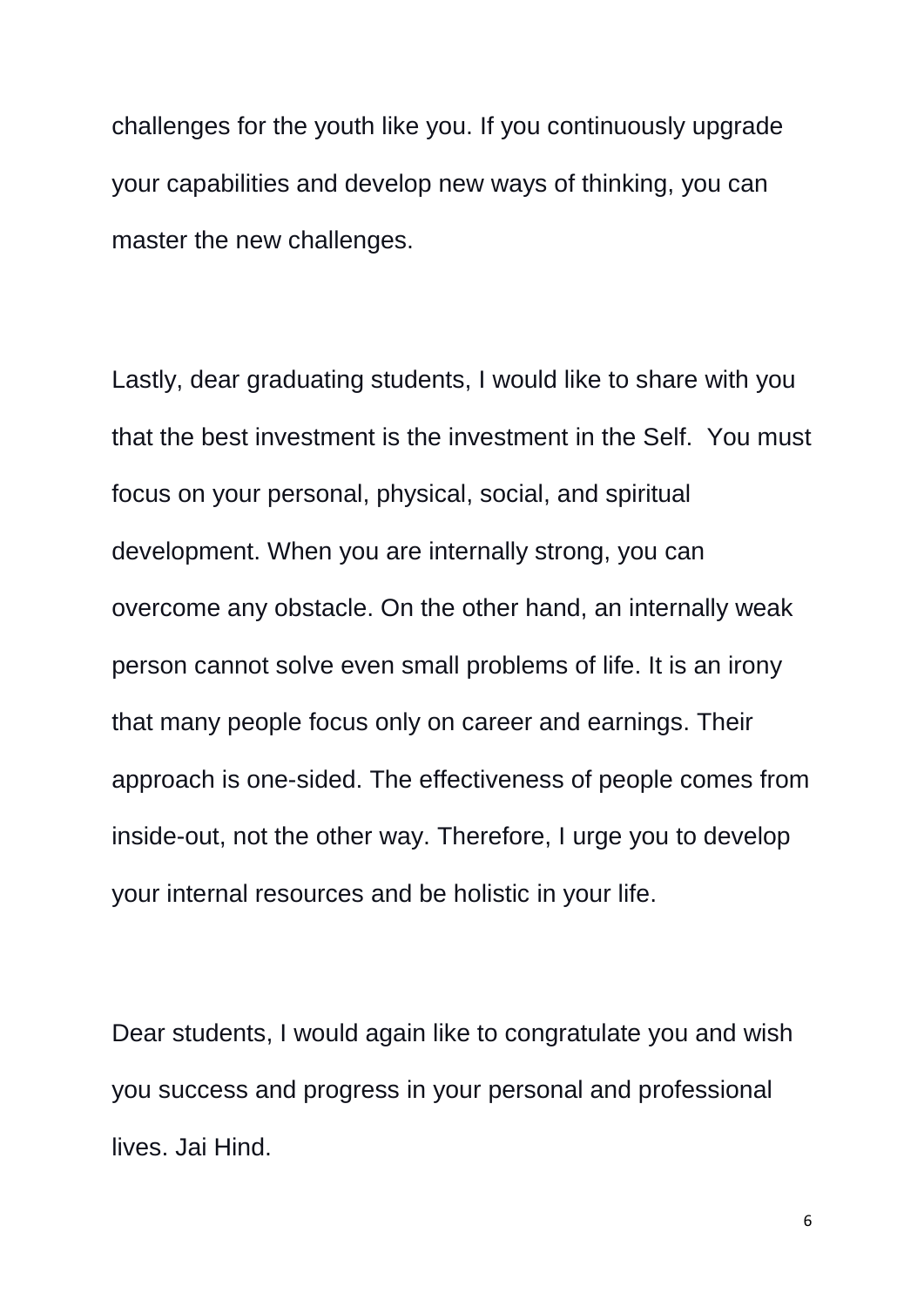challenges for the youth like you. If you continuously upgrade your capabilities and develop new ways of thinking, you can master the new challenges.

Lastly, dear graduating students, I would like to share with you that the best investment is the investment in the Self. You must focus on your personal, physical, social, and spiritual development. When you are internally strong, you can overcome any obstacle. On the other hand, an internally weak person cannot solve even small problems of life. It is an irony that many people focus only on career and earnings. Their approach is one-sided. The effectiveness of people comes from inside-out, not the other way. Therefore, I urge you to develop your internal resources and be holistic in your life.

Dear students, I would again like to congratulate you and wish you success and progress in your personal and professional lives. Jai Hind.